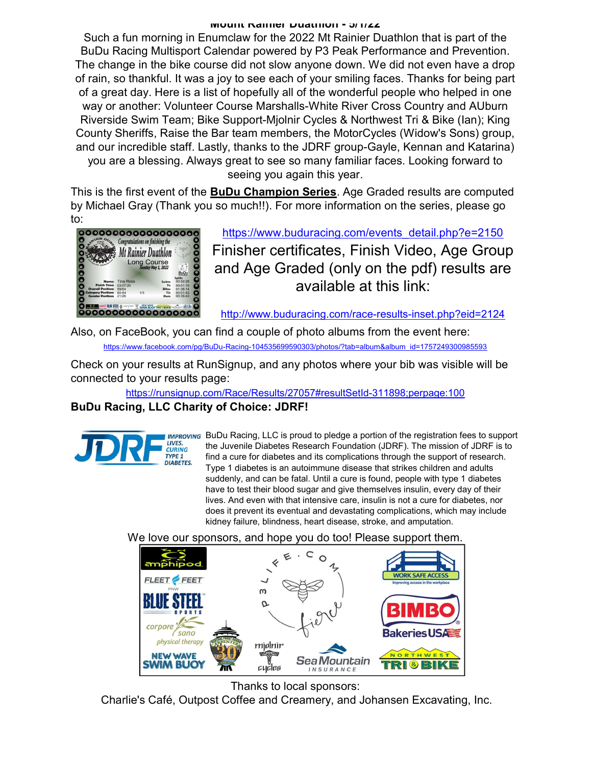# Mount Rainier Duathlon - 5/1/22

Such a fun morning in Enumclaw for the 2022 Mt Rainier Duathlon that is part of the BuDu Racing Multisport Calendar powered by P3 Peak Performance and Prevention. The change in the bike course did not slow anyone down. We did not even have a drop of rain, so thankful. It was a joy to see each of your smiling faces. Thanks for being part of a great day. Here is a list of hopefully all of the wonderful people who helped in one way or another: Volunteer Course Marshalls-White River Cross Country and AUburn Riverside Swim Team; Bike Support-Mjolnir Cycles & Northwest Tri & Bike (Ian); King County Sheriffs, Raise the Bar team members, the MotorCycles (Widow's Sons) group, and our incredible staff. Lastly, thanks to the JDRF group-Gayle, Kennan and Katarina) you are a blessing. Always great to see so many familiar faces. Looking forward to seeing you again this year.

This is the first event of the **BuDu Champion Series**. Age Graded results are computed by Michael Gray (Thank you so much!!). For more information on the series, please go to:

https://www.buduracing.com/events_detail.php?e=2150

Finisher certificates, Finish Video, Age Group and Age Graded (only on the pdf) results are available at this link:

http://www.buduracing.com/race-results-inset.php?eid=2124

Also, on FaceBook, you can find a couple of photo albums from the event here:

https://www.facebook.com/pg/BuDu-Racing-104535699590303/photos/?tab=album&album_id=1757249300985593

Check on your results at RunSignup, and any photos where your bib was visible will be connected to your results page:

https://runsignup.com/Race/Results/27057#resultSetId-311898;perpage:100

**BuDu Racing, LLC Charity of Choice: JDRF!**

BuDu Racing, LLC is proud to pledge a portion of the registration fees to support the Juvenile Diabetes Research Foundation (JDRF). The mission of JDRF is to find a cure for diabetes and its complications through the support of research. Type 1 diabetes is an autoimmune disease that strikes children and adults suddenly, and can be fatal. Until a cure is found, people with type 1 diabetes have to test their blood sugar and give themselves insulin, every day of their lives. And even with that intensive care, insulin is not a cure for diabetes, nor does it prevent its eventual and devastating complications, which may include kidney failure, blindness, heart disease, stroke, and amputation.

We love our sponsors, and hope you do too! Please support them.

Thanks to local sponsors:
Charlie's Café, Outpost Coffee and Creamery, and Johansen Excavating, Inc.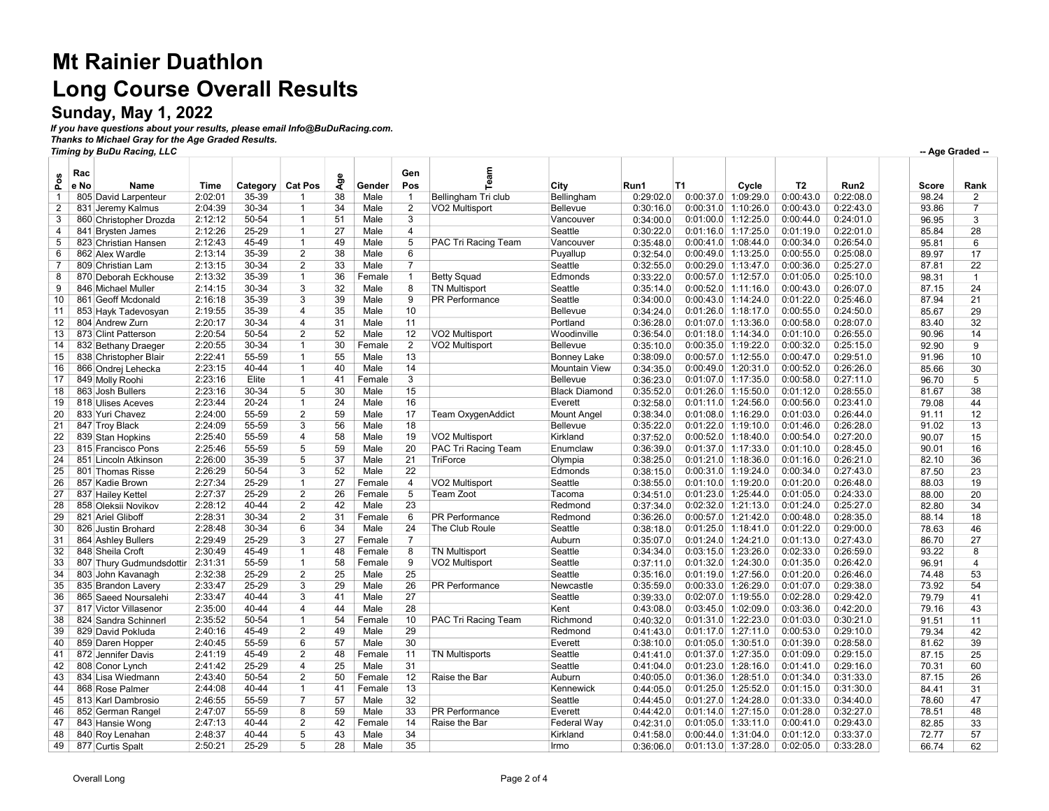# Mt Rainier Duathlon

# Long Course Overall Results

### Sunday, May 1, 2022

***If you have questions about your results, please email Info@BuDuRacing.com.***
***Thanks to Michael Gray for the Age Graded Results.***
***Timing by BuDu Racing, LLC***

| Pos | Race No | Name | Time | Category | Cat Pos | Age | Gender | Gen Pos | Team | City | Run1 | T1 | Cycle | T2 | Run2 | Age Graded Score | Age Graded Rank |
|---|---|---|---|---|---|---|---|---|---|---|---|---|---|---|---|---|---|
| 1 | 805 | David Larpenteur | 2:02:01 | 35-39 | 1 | 38 | Male | 1 | Bellingham Tri club | Bellingham | 0:29:02.0 | 0:00:37.0 | 1:09:29.0 | 0:00:43.0 | 0:22:08.0 | 98.24 | 2 |
| 2 | 831 | Jeremy Kalmus | 2:04:39 | 30-34 | 1 | 34 | Male | 2 | VO2 Multisport | Bellevue | 0:30:16.0 | 0:00:31.0 | 1:10:26.0 | 0:00:43.0 | 0:22:43.0 | 93.86 | 7 |
| 3 | 860 | Christopher Drozda | 2:12:12 | 50-54 | 1 | 51 | Male | 3 | | Vancouver | 0:34:00.0 | 0:01:00.0 | 1:12:25.0 | 0:00:44.0 | 0:24:01.0 | 96.95 | 3 |
| 4 | 841 | Brysten James | 2:12:26 | 25-29 | 1 | 27 | Male | 4 | | Seattle | 0:30:22.0 | 0:01:16.0 | 1:17:25.0 | 0:01:19.0 | 0:22:01.0 | 85.84 | 28 |
| 5 | 823 | Christian Hansen | 2:12:43 | 45-49 | 1 | 49 | Male | 5 | PAC Tri Racing Team | Vancouver | 0:35:48.0 | 0:00:41.0 | 1:08:44.0 | 0:00:34.0 | 0:26:54.0 | 95.81 | 6 |
| 6 | 862 | Alex Wardle | 2:13:14 | 35-39 | 2 | 38 | Male | 6 | | Puyallup | 0:32:54.0 | 0:00:49.0 | 1:13:25.0 | 0:00:55.0 | 0:25:08.0 | 89.97 | 17 |
| 7 | 809 | Christian Lam | 2:13:15 | 30-34 | 2 | 33 | Male | 7 | | Seattle | 0:32:55.0 | 0:00:29.0 | 1:13:47.0 | 0:00:36.0 | 0:25:27.0 | 87.81 | 22 |
| 8 | 870 | Deborah Eckhouse | 2:13:32 | 35-39 | 1 | 36 | Female | 1 | Betty Squad | Edmonds | 0:33:22.0 | 0:00:57.0 | 1:12:57.0 | 0:01:05.0 | 0:25:10.0 | 98.31 | 1 |
| 9 | 846 | Michael Muller | 2:14:15 | 30-34 | 3 | 32 | Male | 8 | TN Multisport | Seattle | 0:35:14.0 | 0:00:52.0 | 1:11:16.0 | 0:00:43.0 | 0:26:07.0 | 87.15 | 24 |
| 10 | 861 | Geoff Mcdonald | 2:16:18 | 35-39 | 3 | 39 | Male | 9 | PR Performance | Seattle | 0:34:00.0 | 0:00:43.0 | 1:14:24.0 | 0:01:22.0 | 0:25:46.0 | 87.94 | 21 |
| 11 | 853 | Hayk Tadevosyan | 2:19:55 | 35-39 | 4 | 35 | Male | 10 | | Bellevue | 0:34:24.0 | 0:01:26.0 | 1:18:17.0 | 0:00:55.0 | 0:24:50.0 | 85.67 | 29 |
| 12 | 804 | Andrew Zurn | 2:20:17 | 30-34 | 4 | 31 | Male | 11 | | Portland | 0:36:28.0 | 0:01:07.0 | 1:13:36.0 | 0:00:58.0 | 0:28:07.0 | 83.40 | 32 |
| 13 | 873 | Clint Patterson | 2:20:54 | 50-54 | 2 | 52 | Male | 12 | VO2 Multisport | Woodinville | 0:36:54.0 | 0:01:18.0 | 1:14:34.0 | 0:01:10.0 | 0:26:55.0 | 90.96 | 14 |
| 14 | 832 | Bethany Draeger | 2:20:55 | 30-34 | 1 | 30 | Female | 2 | VO2 Multisport | Bellevue | 0:35:10.0 | 0:00:35.0 | 1:19:22.0 | 0:00:32.0 | 0:25:15.0 | 92.90 | 9 |
| 15 | 838 | Christopher Blair | 2:22:41 | 55-59 | 1 | 55 | Male | 13 | | Bonney Lake | 0:38:09.0 | 0:00:57.0 | 1:12:55.0 | 0:00:47.0 | 0:29:51.0 | 91.96 | 10 |
| 16 | 866 | Ondrej Lehecka | 2:23:15 | 40-44 | 1 | 40 | Male | 14 | | Mountain View | 0:34:35.0 | 0:00:49.0 | 1:20:31.0 | 0:00:52.0 | 0:26:26.0 | 85.66 | 30 |
| 17 | 849 | Molly Roohi | 2:23:16 | Elite | 1 | 41 | Female | 3 | | Bellevue | 0:36:23.0 | 0:01:07.0 | 1:17:35.0 | 0:00:58.0 | 0:27:11.0 | 96.70 | 5 |
| 18 | 863 | Josh Bullers | 2:23:16 | 30-34 | 5 | 30 | Male | 15 | | Black Diamond | 0:35:52.0 | 0:01:26.0 | 1:15:50.0 | 0:01:12.0 | 0:28:55.0 | 81.67 | 38 |
| 19 | 818 | Ulises Aceves | 2:23:44 | 20-24 | 1 | 24 | Male | 16 | | Everett | 0:32:58.0 | 0:01:11.0 | 1:24:56.0 | 0:00:56.0 | 0:23:41.0 | 79.08 | 44 |
| 20 | 833 | Yuri Chavez | 2:24:00 | 55-59 | 2 | 59 | Male | 17 | Team OxygenAddict | Mount Angel | 0:38:34.0 | 0:01:08.0 | 1:16:29.0 | 0:01:03.0 | 0:26:44.0 | 91.11 | 12 |
| 21 | 847 | Troy Black | 2:24:09 | 55-59 | 3 | 56 | Male | 18 | | Bellevue | 0:35:22.0 | 0:01:22.0 | 1:19:10.0 | 0:01:46.0 | 0:26:28.0 | 91.02 | 13 |
| 22 | 839 | Stan Hopkins | 2:25:40 | 55-59 | 4 | 58 | Male | 19 | VO2 Multisport | Kirkland | 0:37:52.0 | 0:00:52.0 | 1:18:40.0 | 0:00:54.0 | 0:27:20.0 | 90.07 | 15 |
| 23 | 815 | Francisco Pons | 2:25:46 | 55-59 | 5 | 59 | Male | 20 | PAC Tri Racing Team | Enumclaw | 0:36:39.0 | 0:01:37.0 | 1:17:33.0 | 0:01:10.0 | 0:28:45.0 | 90.01 | 16 |
| 24 | 851 | Lincoln Atkinson | 2:26:00 | 35-39 | 5 | 37 | Male | 21 | TriForce | Olympia | 0:38:25.0 | 0:01:21.0 | 1:18:36.0 | 0:01:16.0 | 0:26:21.0 | 82.10 | 36 |
| 25 | 801 | Thomas Risse | 2:26:29 | 50-54 | 3 | 52 | Male | 22 | | Edmonds | 0:38:15.0 | 0:00:31.0 | 1:19:24.0 | 0:00:34.0 | 0:27:43.0 | 87.50 | 23 |
| 26 | 857 | Kadie Brown | 2:27:34 | 25-29 | 1 | 27 | Female | 4 | VO2 Multisport | Seattle | 0:38:55.0 | 0:01:10.0 | 1:19:20.0 | 0:01:20.0 | 0:26:48.0 | 88.03 | 19 |
| 27 | 837 | Hailey Kettel | 2:27:37 | 25-29 | 2 | 26 | Female | 5 | Team Zoot | Tacoma | 0:34:51.0 | 0:01:23.0 | 1:25:44.0 | 0:01:05.0 | 0:24:33.0 | 88.00 | 20 |
| 28 | 858 | Oleksii Novikov | 2:28:12 | 40-44 | 2 | 42 | Male | 23 | | Redmond | 0:37:34.0 | 0:02:32.0 | 1:21:13.0 | 0:01:24.0 | 0:25:27.0 | 82.80 | 34 |
| 29 | 821 | Ariel Gliboff | 2:28:31 | 30-34 | 2 | 31 | Female | 6 | PR Performance | Redmond | 0:36:26.0 | 0:00:57.0 | 1:21:42.0 | 0:00:48.0 | 0:28:35.0 | 88.14 | 18 |
| 30 | 826 | Justin Brohard | 2:28:48 | 30-34 | 6 | 34 | Male | 24 | The Club Roule | Seattle | 0:38:18.0 | 0:01:25.0 | 1:18:41.0 | 0:01:22.0 | 0:29:00.0 | 78.63 | 46 |
| 31 | 864 | Ashley Bullers | 2:29:49 | 25-29 | 3 | 27 | Female | 7 | | Auburn | 0:35:07.0 | 0:01:24.0 | 1:24:21.0 | 0:01:13.0 | 0:27:43.0 | 86.70 | 27 |
| 32 | 848 | Sheila Croft | 2:30:49 | 45-49 | 1 | 48 | Female | 8 | TN Multisport | Seattle | 0:34:34.0 | 0:03:15.0 | 1:23:26.0 | 0:02:33.0 | 0:26:59.0 | 93.22 | 8 |
| 33 | 807 | Thury Gudmundsdottir | 2:31:31 | 55-59 | 1 | 58 | Female | 9 | VO2 Multisport | Seattle | 0:37:11.0 | 0:01:32.0 | 1:24:30.0 | 0:01:35.0 | 0:26:42.0 | 96.91 | 4 |
| 34 | 803 | John Kavanagh | 2:32:38 | 25-29 | 2 | 25 | Male | 25 | | Seattle | 0:35:16.0 | 0:01:19.0 | 1:27:56.0 | 0:01:20.0 | 0:26:46.0 | 74.48 | 53 |
| 35 | 835 | Brandon Lavery | 2:33:47 | 25-29 | 3 | 29 | Male | 26 | PR Performance | Newcastle | 0:35:59.0 | 0:00:33.0 | 1:26:29.0 | 0:01:07.0 | 0:29:38.0 | 73.92 | 54 |
| 36 | 865 | Saeed Noursalehi | 2:33:47 | 40-44 | 3 | 41 | Male | 27 | | Seattle | 0:39:33.0 | 0:02:07.0 | 1:19:55.0 | 0:02:28.0 | 0:29:42.0 | 79.79 | 41 |
| 37 | 817 | Victor Villasenor | 2:35:00 | 40-44 | 4 | 44 | Male | 28 | | Kent | 0:43:08.0 | 0:03:45.0 | 1:02:09.0 | 0:03:36.0 | 0:42:20.0 | 79.16 | 43 |
| 38 | 824 | Sandra Schinnerl | 2:35:52 | 50-54 | 1 | 54 | Female | 10 | PAC Tri Racing Team | Richmond | 0:40:32.0 | 0:01:31.0 | 1:22:23.0 | 0:01:03.0 | 0:30:21.0 | 91.51 | 11 |
| 39 | 829 | David Pokluda | 2:40:16 | 45-49 | 2 | 49 | Male | 29 | | Redmond | 0:41:43.0 | 0:01:17.0 | 1:27:11.0 | 0:00:53.0 | 0:29:10.0 | 79.34 | 42 |
| 40 | 859 | Daren Hopper | 2:40:45 | 55-59 | 6 | 57 | Male | 30 | | Everett | 0:38:10.0 | 0:01:05.0 | 1:30:51.0 | 0:01:39.0 | 0:28:58.0 | 81.62 | 39 |
| 41 | 872 | Jennifer Davis | 2:41:19 | 45-49 | 2 | 48 | Female | 11 | TN Multisports | Seattle | 0:41:41.0 | 0:01:37.0 | 1:27:35.0 | 0:01:09.0 | 0:29:15.0 | 87.15 | 25 |
| 42 | 808 | Conor Lynch | 2:41:42 | 25-29 | 4 | 25 | Male | 31 | | Seattle | 0:41:04.0 | 0:01:23.0 | 1:28:16.0 | 0:01:41.0 | 0:29:16.0 | 70.31 | 60 |
| 43 | 834 | Lisa Wiedmann | 2:43:40 | 50-54 | 2 | 50 | Female | 12 | Raise the Bar | Auburn | 0:40:05.0 | 0:01:36.0 | 1:28:51.0 | 0:01:34.0 | 0:31:33.0 | 87.15 | 26 |
| 44 | 868 | Rose Palmer | 2:44:08 | 40-44 | 1 | 41 | Female | 13 | | Kennewick | 0:44:05.0 | 0:01:25.0 | 1:25:52.0 | 0:01:15.0 | 0:31:30.0 | 84.41 | 31 |
| 45 | 813 | Karl Dambrosio | 2:46:55 | 55-59 | 7 | 57 | Male | 32 | | Seattle | 0:44:45.0 | 0:01:27.0 | 1:24:28.0 | 0:01:33.0 | 0:34:40.0 | 78.60 | 47 |
| 46 | 852 | German Rangel | 2:47:07 | 55-59 | 8 | 59 | Male | 33 | PR Performance | Everett | 0:44:42.0 | 0:01:14.0 | 1:27:15.0 | 0:01:28.0 | 0:32:27.0 | 78.51 | 48 |
| 47 | 843 | Hansie Wong | 2:47:13 | 40-44 | 2 | 42 | Female | 14 | Raise the Bar | Federal Way | 0:42:31.0 | 0:01:05.0 | 1:33:11.0 | 0:00:41.0 | 0:29:43.0 | 82.85 | 33 |
| 48 | 840 | Roy Lenahan | 2:48:37 | 40-44 | 5 | 43 | Male | 34 | | Kirkland | 0:41:58.0 | 0:00:44.0 | 1:31:04.0 | 0:01:12.0 | 0:33:37.0 | 72.77 | 57 |
| 49 | 877 | Curtis Spalt | 2:50:21 | 25-29 | 5 | 28 | Male | 35 | | Irmo | 0:36:06.0 | 0:01:13.0 | 1:37:28.0 | 0:02:05.0 | 0:33:28.0 | 66.74 | 62 |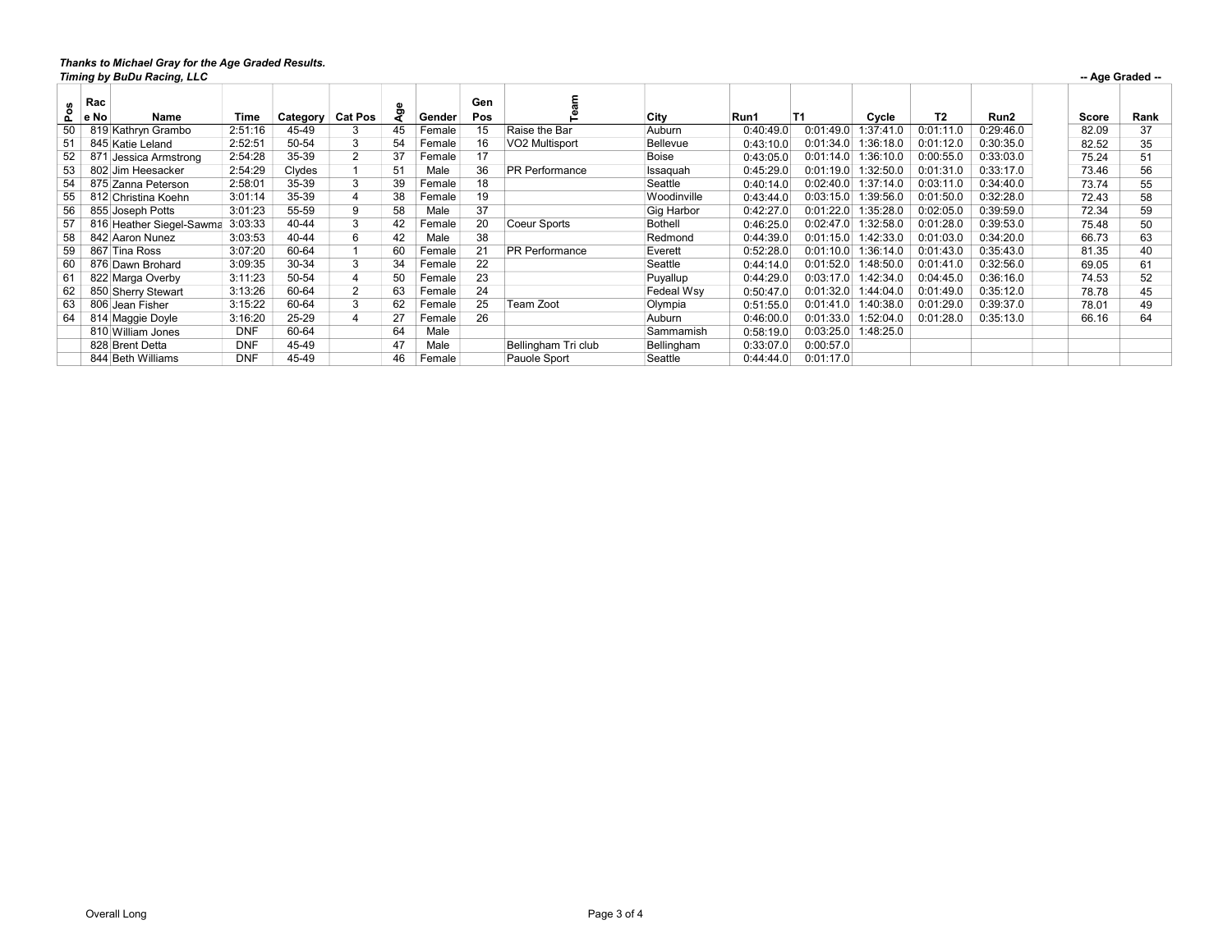***Thanks to Michael Gray for the Age Graded Results.***
***Timing by BuDu Racing, LLC***

| Pos | Race No | Name | Time | Category | Cat Pos | Age | Gender | Gen Pos | Team | City | Run1 | T1 | Cycle | T2 | Run2 | | -- Age Graded -- Score | Rank |
|---|---|---|---|---|---|---|---|---|---|---|---|---|---|---|---|---|---|---|
| 50 | 819 | Kathryn Grambo | 2:51:16 | 45-49 | 3 | 45 | Female | 15 | Raise the Bar | Auburn | 0:40:49.0 | 0:01:49.0 | 1:37:41.0 | 0:01:11.0 | 0:29:46.0 | | 82.09 | 37 |
| 51 | 845 | Katie Leland | 2:52:51 | 50-54 | 3 | 54 | Female | 16 | VO2 Multisport | Bellevue | 0:43:10.0 | 0:01:34.0 | 1:36:18.0 | 0:01:12.0 | 0:30:35.0 | | 82.52 | 35 |
| 52 | 871 | Jessica Armstrong | 2:54:28 | 35-39 | 2 | 37 | Female | 17 | | Boise | 0:43:05.0 | 0:01:14.0 | 1:36:10.0 | 0:00:55.0 | 0:33:03.0 | | 75.24 | 51 |
| 53 | 802 | Jim Heesacker | 2:54:29 | Clydes | 1 | 51 | Male | 36 | PR Performance | Issaquah | 0:45:29.0 | 0:01:19.0 | 1:32:50.0 | 0:01:31.0 | 0:33:17.0 | | 73.46 | 56 |
| 54 | 875 | Zanna Peterson | 2:58:01 | 35-39 | 3 | 39 | Female | 18 | | Seattle | 0:40:14.0 | 0:02:40.0 | 1:37:14.0 | 0:03:11.0 | 0:34:40.0 | | 73.74 | 55 |
| 55 | 812 | Christina Koehn | 3:01:14 | 35-39 | 4 | 38 | Female | 19 | | Woodinville | 0:43:44.0 | 0:03:15.0 | 1:39:56.0 | 0:01:50.0 | 0:32:28.0 | | 72.43 | 58 |
| 56 | 855 | Joseph Potts | 3:01:23 | 55-59 | 9 | 58 | Male | 37 | | Gig Harbor | 0:42:27.0 | 0:01:22.0 | 1:35:28.0 | 0:02:05.0 | 0:39:59.0 | | 72.34 | 59 |
| 57 | 816 | Heather Siegel-Sawma | 3:03:33 | 40-44 | 3 | 42 | Female | 20 | Coeur Sports | Bothell | 0:46:25.0 | 0:02:47.0 | 1:32:58.0 | 0:01:28.0 | 0:39:53.0 | | 75.48 | 50 |
| 58 | 842 | Aaron Nunez | 3:03:53 | 40-44 | 6 | 42 | Male | 38 | | Redmond | 0:44:39.0 | 0:01:15.0 | 1:42:33.0 | 0:01:03.0 | 0:34:20.0 | | 66.73 | 63 |
| 59 | 867 | Tina Ross | 3:07:20 | 60-64 | 1 | 60 | Female | 21 | PR Performance | Everett | 0:52:28.0 | 0:01:10.0 | 1:36:14.0 | 0:01:43.0 | 0:35:43.0 | | 81.35 | 40 |
| 60 | 876 | Dawn Brohard | 3:09:35 | 30-34 | 3 | 34 | Female | 22 | | Seattle | 0:44:14.0 | 0:01:52.0 | 1:48:50.0 | 0:01:41.0 | 0:32:56.0 | | 69.05 | 61 |
| 61 | 822 | Marga Overby | 3:11:23 | 50-54 | 4 | 50 | Female | 23 | | Puyallup | 0:44:29.0 | 0:03:17.0 | 1:42:34.0 | 0:04:45.0 | 0:36:16.0 | | 74.53 | 52 |
| 62 | 850 | Sherry Stewart | 3:13:26 | 60-64 | 2 | 63 | Female | 24 | | Fedeal Wsy | 0:50:47.0 | 0:01:32.0 | 1:44:04.0 | 0:01:49.0 | 0:35:12.0 | | 78.78 | 45 |
| 63 | 806 | Jean Fisher | 3:15:22 | 60-64 | 3 | 62 | Female | 25 | Team Zoot | Olympia | 0:51:55.0 | 0:01:41.0 | 1:40:38.0 | 0:01:29.0 | 0:39:37.0 | | 78.01 | 49 |
| 64 | 814 | Maggie Doyle | 3:16:20 | 25-29 | 4 | 27 | Female | 26 | | Auburn | 0:46:00.0 | 0:01:33.0 | 1:52:04.0 | 0:01:28.0 | 0:35:13.0 | | 66.16 | 64 |
| | 810 | William Jones | DNF | 60-64 | | 64 | Male | | | Sammamish | 0:58:19.0 | 0:03:25.0 | 1:48:25.0 | | | | | |
| | 828 | Brent Detta | DNF | 45-49 | | 47 | Male | | Bellingham Tri club | Bellingham | 0:33:07.0 | 0:00:57.0 | | | | | | |
| | 844 | Beth Williams | DNF | 45-49 | | 46 | Female | | Pauole Sport | Seattle | 0:44:44.0 | 0:01:17.0 | | | | | | |

Overall Long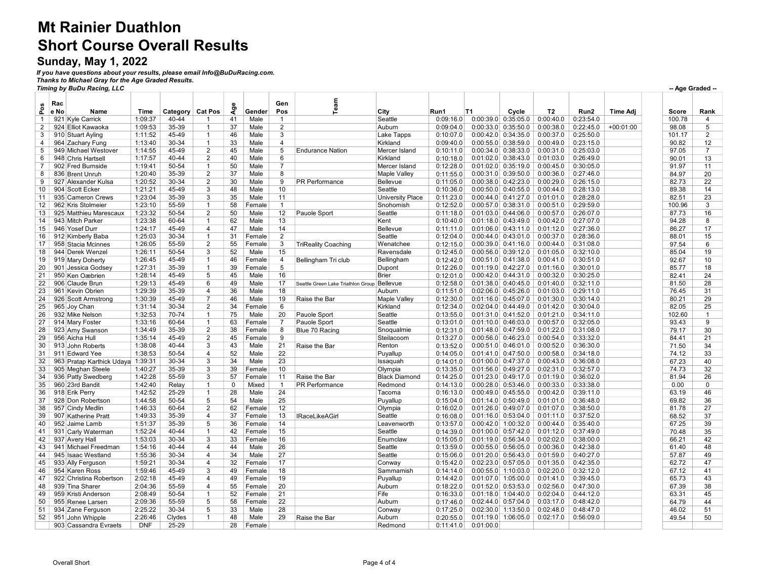# Mt Rainier Duathlon

# Short Course Overall Results

### Sunday, May 1, 2022

***If you have questions about your results, please email Info@BuDuRacing.com.***
***Thanks to Michael Gray for the Age Graded Results.***
***Timing by BuDu Racing, LLC***

| Pos | Race No | Name | Time | Category | Cat Pos | Age | Gender | Gen Pos | Team | City | Run1 | T1 | Cycle | T2 | Run2 | Time Adj | -- Age Graded -- Score | Rank |
|---|---|---|---|---|---|---|---|---|---|---|---|---|---|---|---|---|---|---|
| 1 | 921 | Kyle Carrick | 1:09:37 | 40-44 | 1 | 41 | Male | 1 | | Seattle | 0:09:16.0 | 0:00:39.0 | 0:35:05.0 | 0:00:40.0 | 0:23:54.0 | | 100.78 | 4 |
| 2 | 924 | Elliot Kawaoka | 1:09:53 | 35-39 | 1 | 37 | Male | 2 | | Auburn | 0:09:04.0 | 0:00:33.0 | 0:35:50.0 | 0:00:38.0 | 0:22:45.0 | +00:01:00 | 98.08 | 5 |
| 3 | 910 | Stuart Ayling | 1:11:52 | 45-49 | 1 | 46 | Male | 3 | | Lake Tapps | 0:10:07.0 | 0:00:42.0 | 0:34:35.0 | 0:00:37.0 | 0:25:50.0 | | 101.17 | 2 |
| 4 | 964 | Zachary Fung | 1:13:40 | 30-34 | 1 | 33 | Male | 4 | | Kirkland | 0:09:40.0 | 0:00:55.0 | 0:38:59.0 | 0:00:49.0 | 0:23:15.0 | | 90.82 | 12 |
| 5 | 949 | Michael Westover | 1:14:55 | 45-49 | 2 | 45 | Male | 5 | Endurance Nation | Mercer Island | 0:10:11.0 | 0:00:34.0 | 0:38:33.0 | 0:00:31.0 | 0:25:03.0 | | 97.05 | 7 |
| 6 | 948 | Chris Hartsell | 1:17:57 | 40-44 | 2 | 40 | Male | 6 | | Kirkland | 0:10:18.0 | 0:01:02.0 | 0:38:43.0 | 0:01:03.0 | 0:26:49.0 | | 90.01 | 13 |
| 7 | 902 | Fred Burnside | 1:19:41 | 50-54 | 1 | 50 | Male | 7 | | Mercer Island | 0:12:28.0 | 0:01:02.0 | 0:35:19.0 | 0:00:45.0 | 0:30:05.0 | | 91.97 | 11 |
| 8 | 836 | Brent Unruh | 1:20:40 | 35-39 | 2 | 37 | Male | 8 | | Maple Valley | 0:11:55.0 | 0:00:31.0 | 0:39:50.0 | 0:00:36.0 | 0:27:46.0 | | 84.97 | 20 |
| 9 | 927 | Alexander Kulsa | 1:20:52 | 30-34 | 2 | 30 | Male | 9 | PR Performance | Bellevue | 0:11:05.0 | 0:00:38.0 | 0:42:23.0 | 0:00:29.0 | 0:26:15.0 | | 82.73 | 22 |
| 10 | 904 | Scott Ecker | 1:21:21 | 45-49 | 3 | 48 | Male | 10 | | Seattle | 0:10:36.0 | 0:00:50.0 | 0:40:55.0 | 0:00:44.0 | 0:28:13.0 | | 89.38 | 14 |
| 11 | 935 | Cameron Crews | 1:23:04 | 35-39 | 3 | 35 | Male | 11 | | University Place | 0:11:23.0 | 0:00:44.0 | 0:41:27.0 | 0:01:01.0 | 0:28:28.0 | | 82.51 | 23 |
| 12 | 962 | Kris Stolmeier | 1:23:10 | 55-59 | 1 | 58 | Female | 1 | | Snohomish | 0:12:52.0 | 0:00:57.0 | 0:38:31.0 | 0:00:51.0 | 0:29:59.0 | | 100.96 | 3 |
| 13 | 925 | Matthieu Marescaux | 1:23:32 | 50-54 | 2 | 50 | Male | 12 | Pauole Sport | Seattle | 0:11:18.0 | 0:01:03.0 | 0:44:06.0 | 0:00:57.0 | 0:26:07.0 | | 87.73 | 16 |
| 14 | 943 | Mitch Parker | 1:23:38 | 60-64 | 1 | 62 | Male | 13 | | Kent | 0:10:40.0 | 0:01:18.0 | 0:43:49.0 | 0:00:42.0 | 0:27:07.0 | | 94.28 | 8 |
| 15 | 946 | Yosef Durr | 1:24:17 | 45-49 | 4 | 47 | Male | 14 | | Bellevue | 0:11:11.0 | 0:01:06.0 | 0:43:11.0 | 0:01:12.0 | 0:27:36.0 | | 86.27 | 17 |
| 16 | 912 | Kimberly Baba | 1:25:03 | 30-34 | 1 | 31 | Female | 2 | | Seattle | 0:12:04.0 | 0:00:44.0 | 0:43:01.0 | 0:00:37.0 | 0:28:36.0 | | 88.01 | 15 |
| 17 | 958 | Stacia Mcinnes | 1:26:05 | 55-59 | 2 | 55 | Female | 3 | TriReality Coaching | Wenatchee | 0:12:15.0 | 0:00:39.0 | 0:41:16.0 | 0:00:44.0 | 0:31:08.0 | | 97.54 | 6 |
| 18 | 944 | Derek Wenzel | 1:26:11 | 50-54 | 3 | 52 | Male | 15 | | Ravensdale | 0:12:45.0 | 0:00:56.0 | 0:39:12.0 | 0:01:05.0 | 0:32:10.0 | | 85.04 | 19 |
| 19 | 919 | Mary Doherty | 1:26:45 | 45-49 | 1 | 46 | Female | 4 | Bellingham Tri club | Bellingham | 0:12:42.0 | 0:00:51.0 | 0:41:38.0 | 0:00:41.0 | 0:30:51.0 | | 92.67 | 10 |
| 20 | 901 | Jessica Godsey | 1:27:31 | 35-39 | 1 | 39 | Female | 5 | | Dupont | 0:12:26.0 | 0:01:19.0 | 0:42:27.0 | 0:01:16.0 | 0:30:01.0 | | 85.77 | 18 |
| 21 | 950 | Ken Oæbrien | 1:28:14 | 45-49 | 5 | 45 | Male | 16 | | Brier | 0:12:01.0 | 0:00:42.0 | 0:44:31.0 | 0:00:32.0 | 0:30:25.0 | | 82.41 | 24 |
| 22 | 906 | Claude Brun | 1:29:13 | 45-49 | 6 | 49 | Male | 17 | Seattle Green Lake Triathlon Group | Bellevue | 0:12:58.0 | 0:01:38.0 | 0:40:45.0 | 0:01:40.0 | 0:32:11.0 | | 81.50 | 28 |
| 23 | 961 | Kevin Obrien | 1:29:39 | 35-39 | 4 | 36 | Male | 18 | | Auburn | 0:11:51.0 | 0:02:06.0 | 0:45:26.0 | 0:01:03.0 | 0:29:11.0 | | 76.45 | 31 |
| 24 | 926 | Scott Armstrong | 1:30:39 | 45-49 | 7 | 46 | Male | 19 | Raise the Bar | Maple Valley | 0:12:30.0 | 0:01:16.0 | 0:45:07.0 | 0:01:30.0 | 0:30:14.0 | | 80.21 | 29 |
| 25 | 965 | Joy Chan | 1:31:14 | 30-34 | 2 | 34 | Female | 6 | | Kirkland | 0:12:34.0 | 0:02:04.0 | 0:44:49.0 | 0:01:42.0 | 0:30:04.0 | | 82.05 | 25 |
| 26 | 932 | Mike Nelson | 1:32:53 | 70-74 | 1 | 75 | Male | 20 | Pauole Sport | Seattle | 0:13:55.0 | 0:01:31.0 | 0:41:52.0 | 0:01:21.0 | 0:34:11.0 | | 102.60 | 1 |
| 27 | 914 | Mary Foster | 1:33:16 | 60-64 | 1 | 63 | Female | 7 | Pauole Sport | Seattle | 0:13:01.0 | 0:01:10.0 | 0:46:03.0 | 0:00:57.0 | 0:32:05.0 | | 93.43 | 9 |
| 28 | 923 | Amy Swanson | 1:34:49 | 35-39 | 2 | 38 | Female | 8 | Blue 70 Racing | Snoqualmie | 0:12:31.0 | 0:01:48.0 | 0:47:59.0 | 0:01:22.0 | 0:31:08.0 | | 79.17 | 30 |
| 29 | 956 | Aicha Hull | 1:35:14 | 45-49 | 2 | 45 | Female | 9 | | Steilacoom | 0:13:27.0 | 0:00:56.0 | 0:46:23.0 | 0:00:54.0 | 0:33:32.0 | | 84.41 | 21 |
| 30 | 913 | John Roberts | 1:38:08 | 40-44 | 3 | 43 | Male | 21 | Raise the Bar | Renton | 0:13:52.0 | 0:00:51.0 | 0:46:01.0 | 0:00:52.0 | 0:36:30.0 | | 71.50 | 34 |
| 31 | 911 | Edward Yee | 1:38:53 | 50-54 | 4 | 52 | Male | 22 | | Puyallup | 0:14:05.0 | 0:01:41.0 | 0:47:50.0 | 0:00:58.0 | 0:34:18.0 | | 74.12 | 33 |
| 32 | 963 | Pratap Karthick Udaya | 1:39:31 | 30-34 | 3 | 34 | Male | 23 | | Issaquah | 0:14:01.0 | 0:01:00.0 | 0:47:37.0 | 0:00:43.0 | 0:36:08.0 | | 67.23 | 40 |
| 33 | 905 | Meghan Steele | 1:40:27 | 35-39 | 3 | 39 | Female | 10 | | Olympia | 0:13:35.0 | 0:01:56.0 | 0:49:27.0 | 0:02:31.0 | 0:32:57.0 | | 74.73 | 32 |
| 34 | 936 | Patty Swedberg | 1:42:28 | 55-59 | 3 | 57 | Female | 11 | Raise the Bar | Black Diamond | 0:14:25.0 | 0:01:23.0 | 0:49:17.0 | 0:01:19.0 | 0:36:02.0 | | 81.94 | 26 |
| 35 | 960 | 23rd Bandit | 1:42:40 | Relay | 1 | 0 | Mixed | 1 | PR Performance | Redmond | 0:14:13.0 | 0:00:28.0 | 0:53:46.0 | 0:00:33.0 | 0:33:38.0 | | 0.00 | 0 |
| 36 | 918 | Erik Perry | 1:42:52 | 25-29 | 1 | 28 | Male | 24 | | Tacoma | 0:16:13.0 | 0:00:49.0 | 0:45:55.0 | 0:00:42.0 | 0:39:11.0 | | 63.19 | 46 |
| 37 | 928 | Don Robertson | 1:44:58 | 50-54 | 5 | 54 | Male | 25 | | Puyallup | 0:15:04.0 | 0:01:14.0 | 0:50:49.0 | 0:01:01.0 | 0:36:48.0 | | 69.82 | 36 |
| 38 | 957 | Cindy Medlin | 1:46:33 | 60-64 | 2 | 62 | Female | 12 | | Olympia | 0:16:02.0 | 0:01:26.0 | 0:49:07.0 | 0:01:07.0 | 0:38:50.0 | | 81.78 | 27 |
| 39 | 907 | Katherine Pratt | 1:49:33 | 35-39 | 4 | 37 | Female | 13 | IRaceLikeAGirl | Seattle | 0:16:08.0 | 0:01:16.0 | 0:53:04.0 | 0:01:11.0 | 0:37:52.0 | | 68.52 | 37 |
| 40 | 952 | Jaime Lamb | 1:51:37 | 35-39 | 5 | 36 | Female | 14 | | Leavenworth | 0:13:57.0 | 0:00:42.0 | 1:00:32.0 | 0:00:44.0 | 0:35:40.0 | | 67.25 | 39 |
| 41 | 931 | Carly Waterman | 1:52:24 | 40-44 | 1 | 42 | Female | 15 | | Seattle | 0:14:39.0 | 0:01:00.0 | 0:57:42.0 | 0:01:12.0 | 0:37:49.0 | | 70.48 | 35 |
| 42 | 937 | Avery Hall | 1:53:03 | 30-34 | 3 | 33 | Female | 16 | | Enumclaw | 0:15:05.0 | 0:01:19.0 | 0:56:34.0 | 0:02:02.0 | 0:38:00.0 | | 66.21 | 42 |
| 43 | 941 | Michael Freedman | 1:54:16 | 40-44 | 4 | 44 | Male | 26 | | Seattle | 0:13:59.0 | 0:00:55.0 | 0:56:05.0 | 0:00:36.0 | 0:42:38.0 | | 61.40 | 48 |
| 44 | 945 | Isaac Westland | 1:55:36 | 30-34 | 4 | 34 | Male | 27 | | Seattle | 0:15:06.0 | 0:01:20.0 | 0:56:43.0 | 0:01:59.0 | 0:40:27.0 | | 57.87 | 49 |
| 45 | 933 | Ally Ferguson | 1:59:21 | 30-34 | 4 | 32 | Female | 17 | | Conway | 0:15:42.0 | 0:02:23.0 | 0:57:05.0 | 0:01:35.0 | 0:42:35.0 | | 62.72 | 47 |
| 46 | 954 | Karen Ross | 1:59:46 | 45-49 | 3 | 49 | Female | 18 | | Sammamish | 0:14:14.0 | 0:00:55.0 | 1:10:03.0 | 0:02:20.0 | 0:32:12.0 | | 67.12 | 41 |
| 47 | 922 | Christina Robertson | 2:02:18 | 45-49 | 4 | 49 | Female | 19 | | Puyallup | 0:14:42.0 | 0:01:07.0 | 1:05:00.0 | 0:01:41.0 | 0:39:45.0 | | 65.73 | 43 |
| 48 | 939 | Tina Sharer | 2:04:36 | 55-59 | 4 | 55 | Female | 20 | | Auburn | 0:18:22.0 | 0:01:52.0 | 0:53:53.0 | 0:01:11.0 | 0:47:30.0 | | 67.39 | 38 |
| 49 | 959 | Kristi Anderson | 2:08:49 | 50-54 | 1 | 52 | Female | 21 | | Fife | 0:16:33.0 | 0:01:18.0 | 1:04:40.0 | 0:02:04.0 | 0:44:12.0 | | 63.31 | 45 |
| 50 | 955 | Renee Larsen | 2:09:36 | 55-59 | 5 | 58 | Female | 22 | | Auburn | 0:17:46.0 | 0:02:44.0 | 0:57:04.0 | 0:03:17.0 | 0:48:42.0 | | 64.79 | 44 |
| 51 | 934 | Zane Ferguson | 2:25:22 | 30-34 | 5 | 33 | Male | 28 | | Conway | 0:17:25.0 | 0:02:30.0 | 1:13:50.0 | 0:02:48.0 | 0:48:47.0 | | 46.02 | 51 |
| 52 | 951 | John Whipple | 2:26:46 | Clydes | 1 | 48 | Male | 29 | Raise the Bar | Auburn | 0:20:55.0 | 0:01:19.0 | 1:06:05.0 | 0:02:17.0 | 0:56:09.0 | | 49.54 | 50 |
| | 903 | Cassandra Evraets | DNF | 25-29 | | 28 | Female | | | Redmond | 0:11:41.0 | 0:01:00.0 | | | | | | |

Overall Short